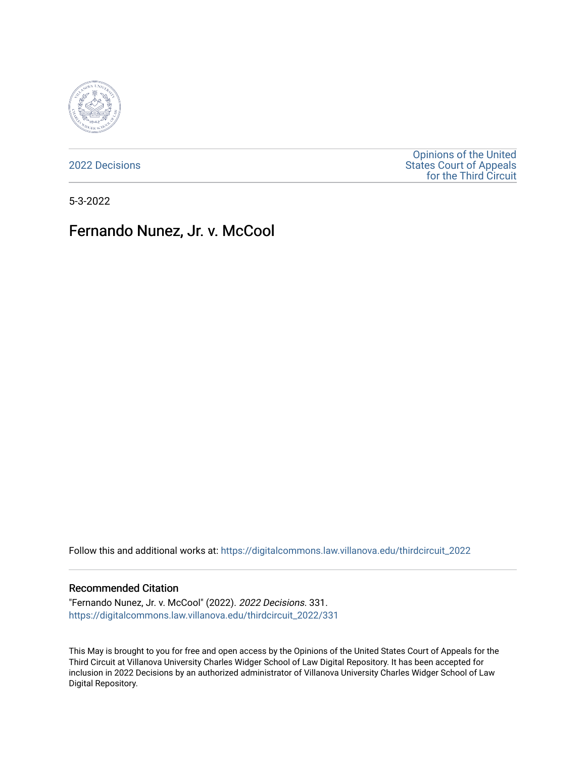2022 Decisions

Opinions of the United States Court of Appeals for the Third Circuit

5-3-2022

# Fernando Nunez, Jr. v. McCool

Follow this and additional works at: https://digitalcommons.law.villanova.edu/thirdcircuit_2022

## Recommended Citation

"Fernando Nunez, Jr. v. McCool" (2022). *2022 Decisions*. 331.
https://digitalcommons.law.villanova.edu/thirdcircuit_2022/331

This May is brought to you for free and open access by the Opinions of the United States Court of Appeals for the Third Circuit at Villanova University Charles Widger School of Law Digital Repository. It has been accepted for inclusion in 2022 Decisions by an authorized administrator of Villanova University Charles Widger School of Law Digital Repository.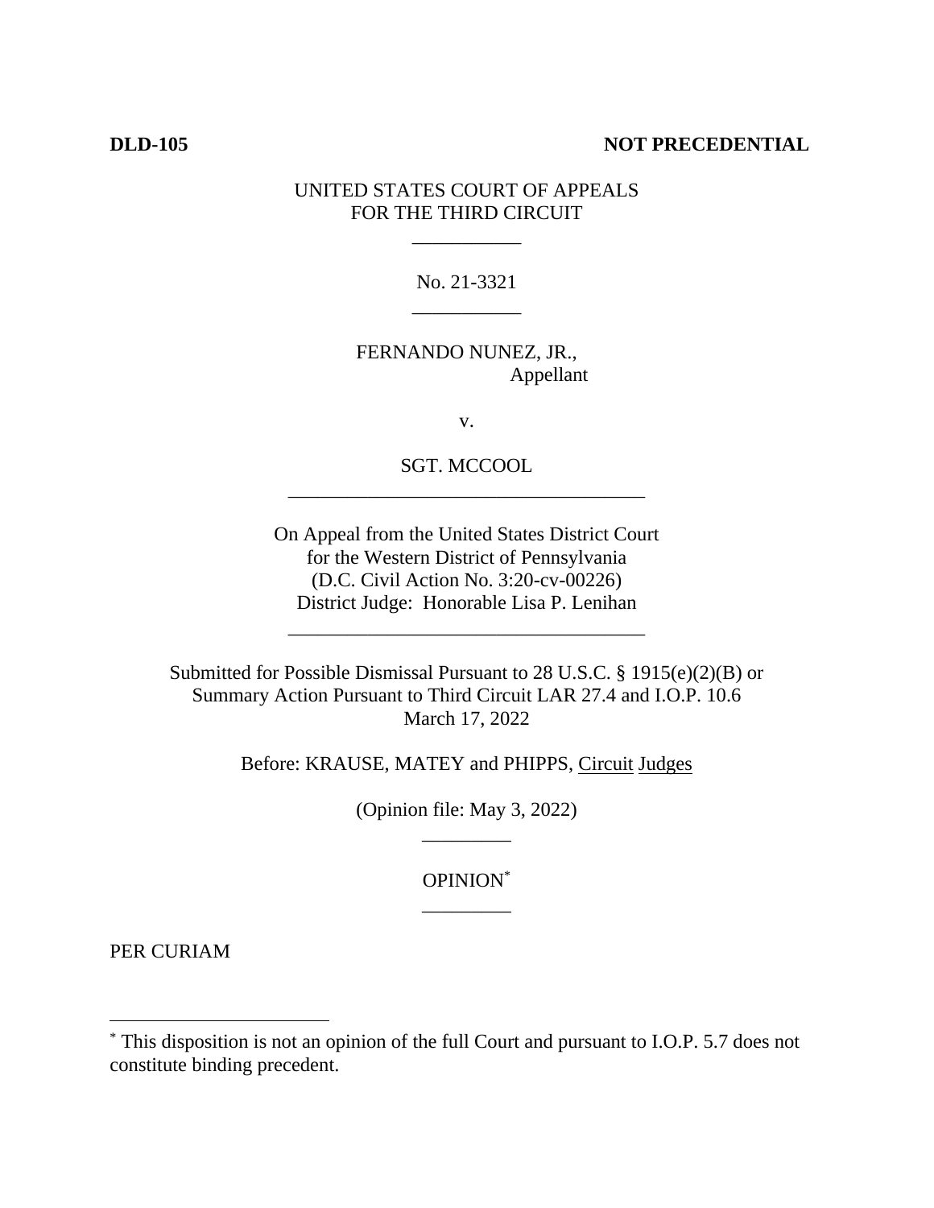**DLD-105** **NOT PRECEDENTIAL**

UNITED STATES COURT OF APPEALS
FOR THE THIRD CIRCUIT

\_\_\_\_\_\_\_\_\_\_\_

No. 21-3321

\_\_\_\_\_\_\_\_\_\_\_

FERNANDO NUNEZ, JR.,
Appellant

v.

SGT. MCCOOL

\_\_\_\_\_\_\_\_\_\_\_\_\_\_\_\_\_\_\_\_\_\_\_\_\_\_\_\_\_\_\_\_\_\_\_\_

On Appeal from the United States District Court
for the Western District of Pennsylvania
(D.C. Civil Action No. 3:20-cv-00226)
District Judge: Honorable Lisa P. Lenihan

\_\_\_\_\_\_\_\_\_\_\_\_\_\_\_\_\_\_\_\_\_\_\_\_\_\_\_\_\_\_\_\_\_\_\_\_

Submitted for Possible Dismissal Pursuant to 28 U.S.C. § 1915(e)(2)(B) or
Summary Action Pursuant to Third Circuit LAR 27.4 and I.O.P. 10.6
March 17, 2022

Before: KRAUSE, MATEY and PHIPPS, Circuit Judges

(Opinion file: May 3, 2022)

\_\_\_\_\_\_\_\_\_

OPINION*

\_\_\_\_\_\_\_\_\_

PER CURIAM

---

* This disposition is not an opinion of the full Court and pursuant to I.O.P. 5.7 does not constitute binding precedent.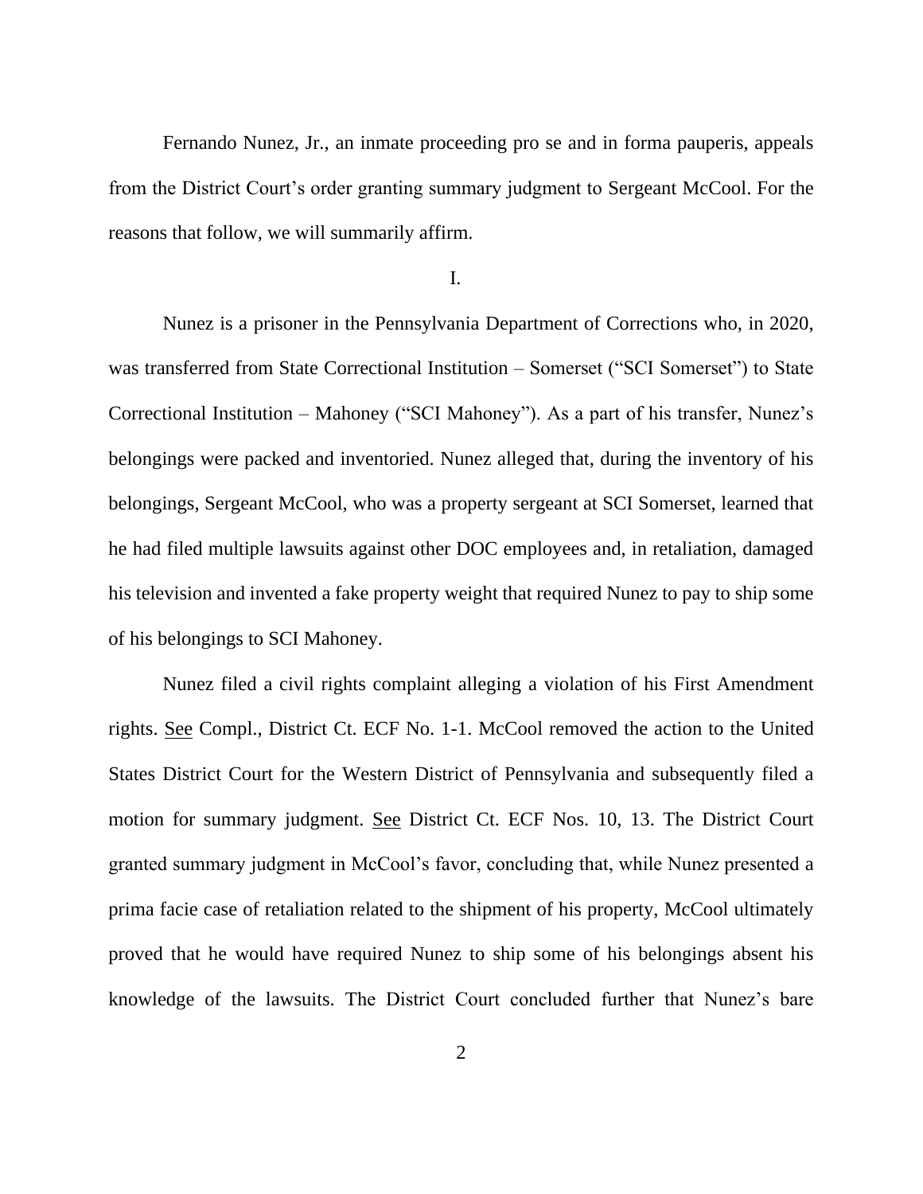Fernando Nunez, Jr., an inmate proceeding pro se and in forma pauperis, appeals from the District Court's order granting summary judgment to Sergeant McCool. For the reasons that follow, we will summarily affirm.

I.

Nunez is a prisoner in the Pennsylvania Department of Corrections who, in 2020, was transferred from State Correctional Institution – Somerset ("SCI Somerset") to State Correctional Institution – Mahoney ("SCI Mahoney"). As a part of his transfer, Nunez's belongings were packed and inventoried. Nunez alleged that, during the inventory of his belongings, Sergeant McCool, who was a property sergeant at SCI Somerset, learned that he had filed multiple lawsuits against other DOC employees and, in retaliation, damaged his television and invented a fake property weight that required Nunez to pay to ship some of his belongings to SCI Mahoney.

Nunez filed a civil rights complaint alleging a violation of his First Amendment rights. See Compl., District Ct. ECF No. 1-1. McCool removed the action to the United States District Court for the Western District of Pennsylvania and subsequently filed a motion for summary judgment. See District Ct. ECF Nos. 10, 13. The District Court granted summary judgment in McCool's favor, concluding that, while Nunez presented a prima facie case of retaliation related to the shipment of his property, McCool ultimately proved that he would have required Nunez to ship some of his belongings absent his knowledge of the lawsuits. The District Court concluded further that Nunez's bare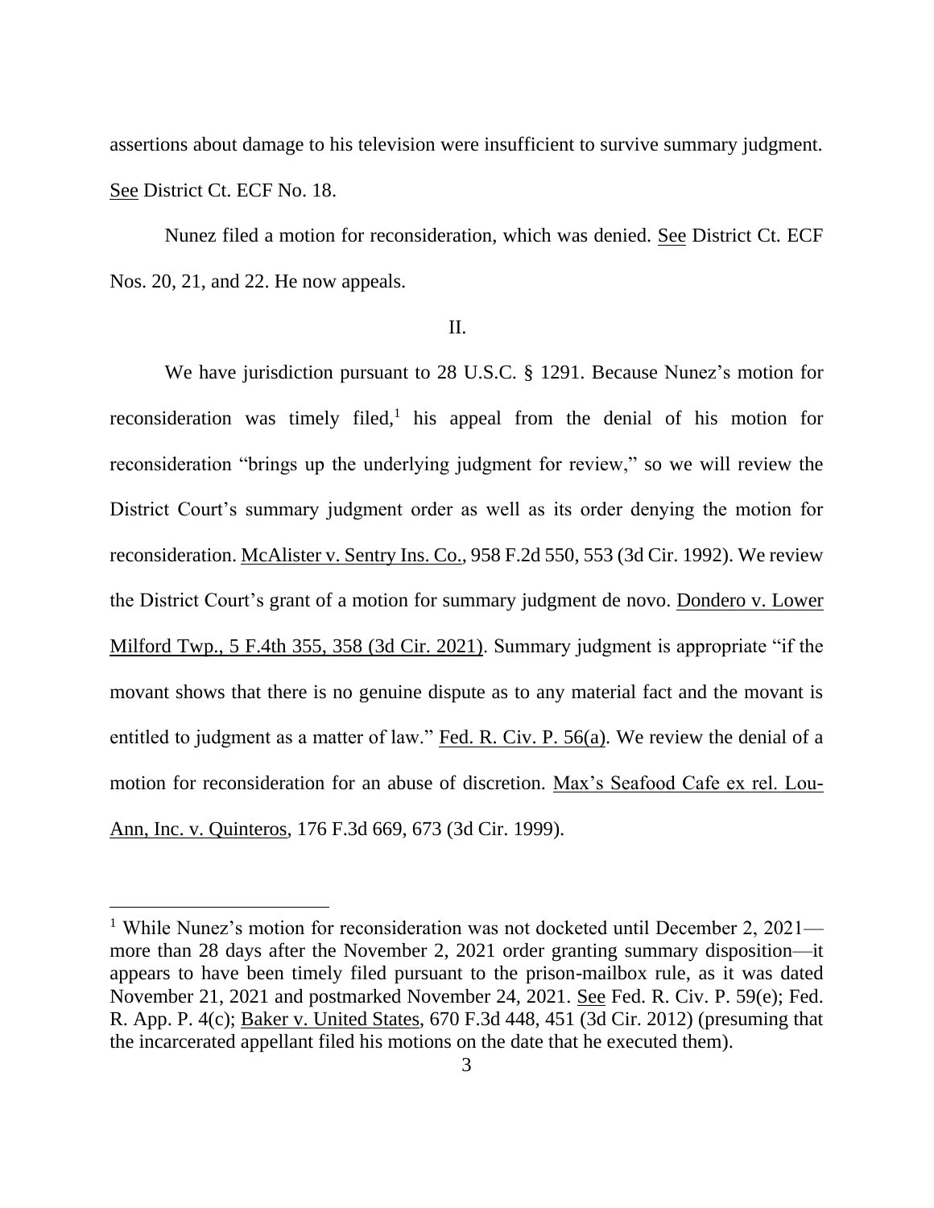assertions about damage to his television were insufficient to survive summary judgment. See District Ct. ECF No. 18.

Nunez filed a motion for reconsideration, which was denied. See District Ct. ECF Nos. 20, 21, and 22. He now appeals.

II.

We have jurisdiction pursuant to 28 U.S.C. § 1291. Because Nunez's motion for reconsideration was timely filed,[1] his appeal from the denial of his motion for reconsideration "brings up the underlying judgment for review," so we will review the District Court's summary judgment order as well as its order denying the motion for reconsideration. McAlister v. Sentry Ins. Co., 958 F.2d 550, 553 (3d Cir. 1992). We review the District Court's grant of a motion for summary judgment de novo. Dondero v. Lower Milford Twp., 5 F.4th 355, 358 (3d Cir. 2021). Summary judgment is appropriate "if the movant shows that there is no genuine dispute as to any material fact and the movant is entitled to judgment as a matter of law." Fed. R. Civ. P. 56(a). We review the denial of a motion for reconsideration for an abuse of discretion. Max's Seafood Cafe ex rel. Lou-Ann, Inc. v. Quinteros, 176 F.3d 669, 673 (3d Cir. 1999).

---

[1] While Nunez's motion for reconsideration was not docketed until December 2, 2021—more than 28 days after the November 2, 2021 order granting summary disposition—it appears to have been timely filed pursuant to the prison-mailbox rule, as it was dated November 21, 2021 and postmarked November 24, 2021. See Fed. R. Civ. P. 59(e); Fed. R. App. P. 4(c); Baker v. United States, 670 F.3d 448, 451 (3d Cir. 2012) (presuming that the incarcerated appellant filed his motions on the date that he executed them).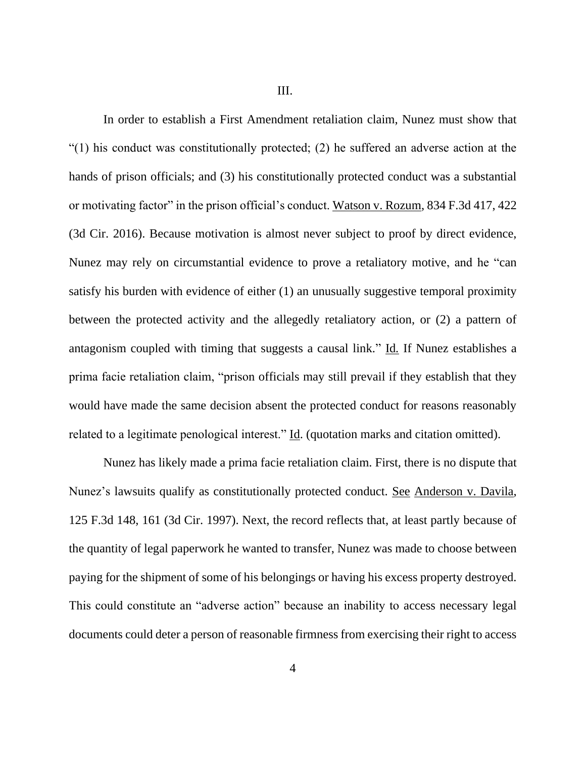III.

In order to establish a First Amendment retaliation claim, Nunez must show that "(1) his conduct was constitutionally protected; (2) he suffered an adverse action at the hands of prison officials; and (3) his constitutionally protected conduct was a substantial or motivating factor" in the prison official's conduct. Watson v. Rozum, 834 F.3d 417, 422 (3d Cir. 2016). Because motivation is almost never subject to proof by direct evidence, Nunez may rely on circumstantial evidence to prove a retaliatory motive, and he "can satisfy his burden with evidence of either (1) an unusually suggestive temporal proximity between the protected activity and the allegedly retaliatory action, or (2) a pattern of antagonism coupled with timing that suggests a causal link." Id. If Nunez establishes a prima facie retaliation claim, "prison officials may still prevail if they establish that they would have made the same decision absent the protected conduct for reasons reasonably related to a legitimate penological interest." Id. (quotation marks and citation omitted).

Nunez has likely made a prima facie retaliation claim. First, there is no dispute that Nunez's lawsuits qualify as constitutionally protected conduct. See Anderson v. Davila, 125 F.3d 148, 161 (3d Cir. 1997). Next, the record reflects that, at least partly because of the quantity of legal paperwork he wanted to transfer, Nunez was made to choose between paying for the shipment of some of his belongings or having his excess property destroyed. This could constitute an "adverse action" because an inability to access necessary legal documents could deter a person of reasonable firmness from exercising their right to access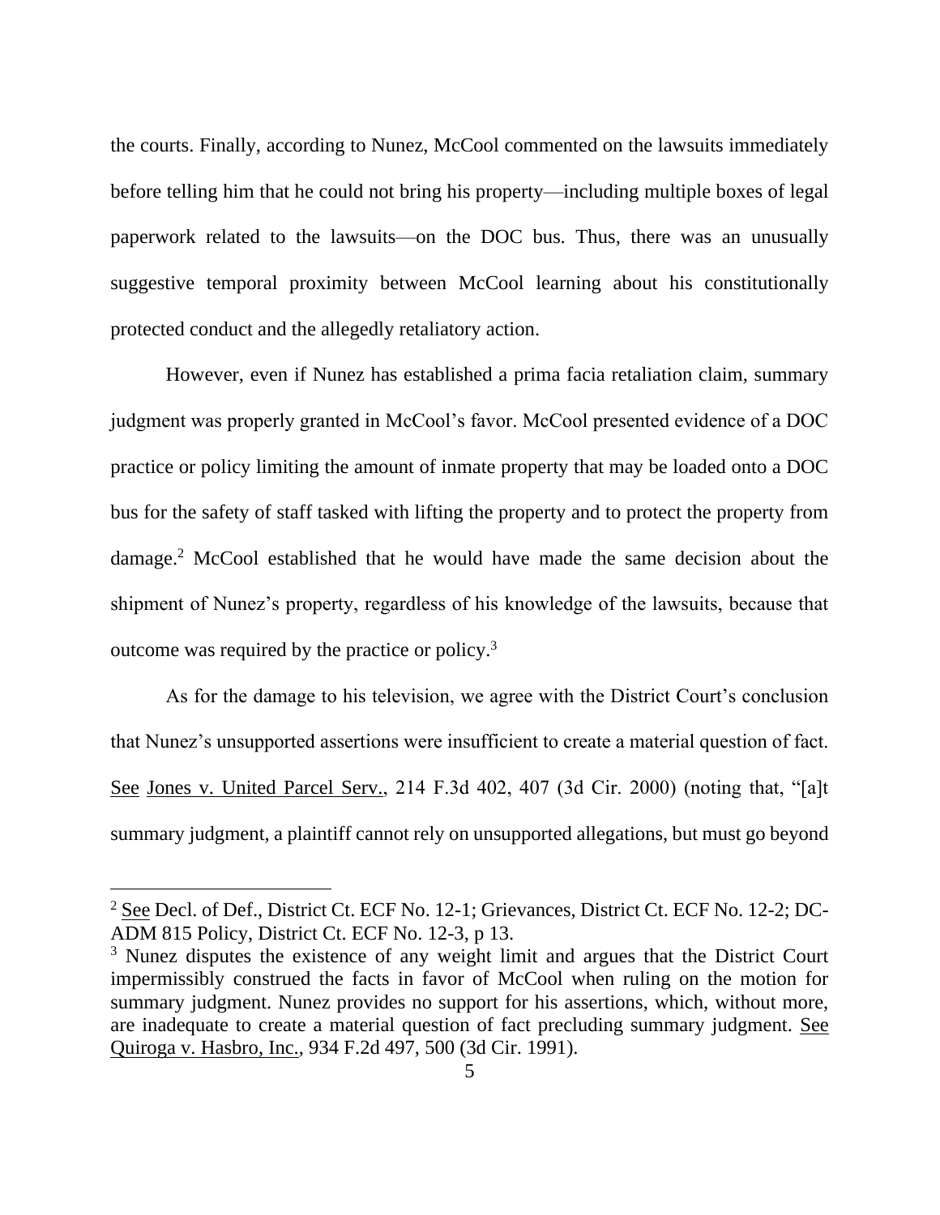the courts. Finally, according to Nunez, McCool commented on the lawsuits immediately before telling him that he could not bring his property—including multiple boxes of legal paperwork related to the lawsuits—on the DOC bus. Thus, there was an unusually suggestive temporal proximity between McCool learning about his constitutionally protected conduct and the allegedly retaliatory action.

However, even if Nunez has established a prima facia retaliation claim, summary judgment was properly granted in McCool's favor. McCool presented evidence of a DOC practice or policy limiting the amount of inmate property that may be loaded onto a DOC bus for the safety of staff tasked with lifting the property and to protect the property from damage.[2] McCool established that he would have made the same decision about the shipment of Nunez's property, regardless of his knowledge of the lawsuits, because that outcome was required by the practice or policy.[3]

As for the damage to his television, we agree with the District Court's conclusion that Nunez's unsupported assertions were insufficient to create a material question of fact. See Jones v. United Parcel Serv., 214 F.3d 402, 407 (3d Cir. 2000) (noting that, "[a]t summary judgment, a plaintiff cannot rely on unsupported allegations, but must go beyond

---

[2] See Decl. of Def., District Ct. ECF No. 12-1; Grievances, District Ct. ECF No. 12-2; DC-ADM 815 Policy, District Ct. ECF No. 12-3, p 13.

[3] Nunez disputes the existence of any weight limit and argues that the District Court impermissibly construed the facts in favor of McCool when ruling on the motion for summary judgment. Nunez provides no support for his assertions, which, without more, are inadequate to create a material question of fact precluding summary judgment. See Quiroga v. Hasbro, Inc., 934 F.2d 497, 500 (3d Cir. 1991).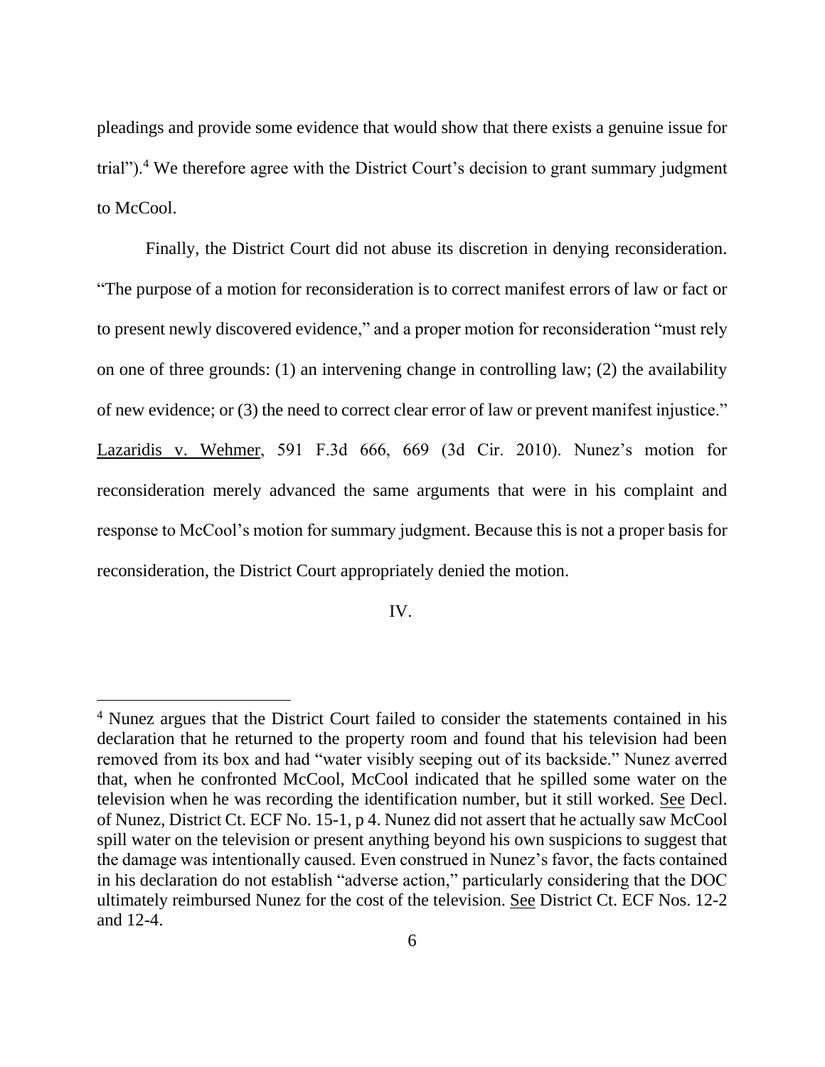pleadings and provide some evidence that would show that there exists a genuine issue for trial").[4] We therefore agree with the District Court's decision to grant summary judgment to McCool.

Finally, the District Court did not abuse its discretion in denying reconsideration. "The purpose of a motion for reconsideration is to correct manifest errors of law or fact or to present newly discovered evidence," and a proper motion for reconsideration "must rely on one of three grounds: (1) an intervening change in controlling law; (2) the availability of new evidence; or (3) the need to correct clear error of law or prevent manifest injustice." Lazaridis v. Wehmer, 591 F.3d 666, 669 (3d Cir. 2010). Nunez's motion for reconsideration merely advanced the same arguments that were in his complaint and response to McCool's motion for summary judgment. Because this is not a proper basis for reconsideration, the District Court appropriately denied the motion.

IV.

---

[4] Nunez argues that the District Court failed to consider the statements contained in his declaration that he returned to the property room and found that his television had been removed from its box and had "water visibly seeping out of its backside." Nunez averred that, when he confronted McCool, McCool indicated that he spilled some water on the television when he was recording the identification number, but it still worked. See Decl. of Nunez, District Ct. ECF No. 15-1, p 4. Nunez did not assert that he actually saw McCool spill water on the television or present anything beyond his own suspicions to suggest that the damage was intentionally caused. Even construed in Nunez's favor, the facts contained in his declaration do not establish "adverse action," particularly considering that the DOC ultimately reimbursed Nunez for the cost of the television. See District Ct. ECF Nos. 12-2 and 12-4.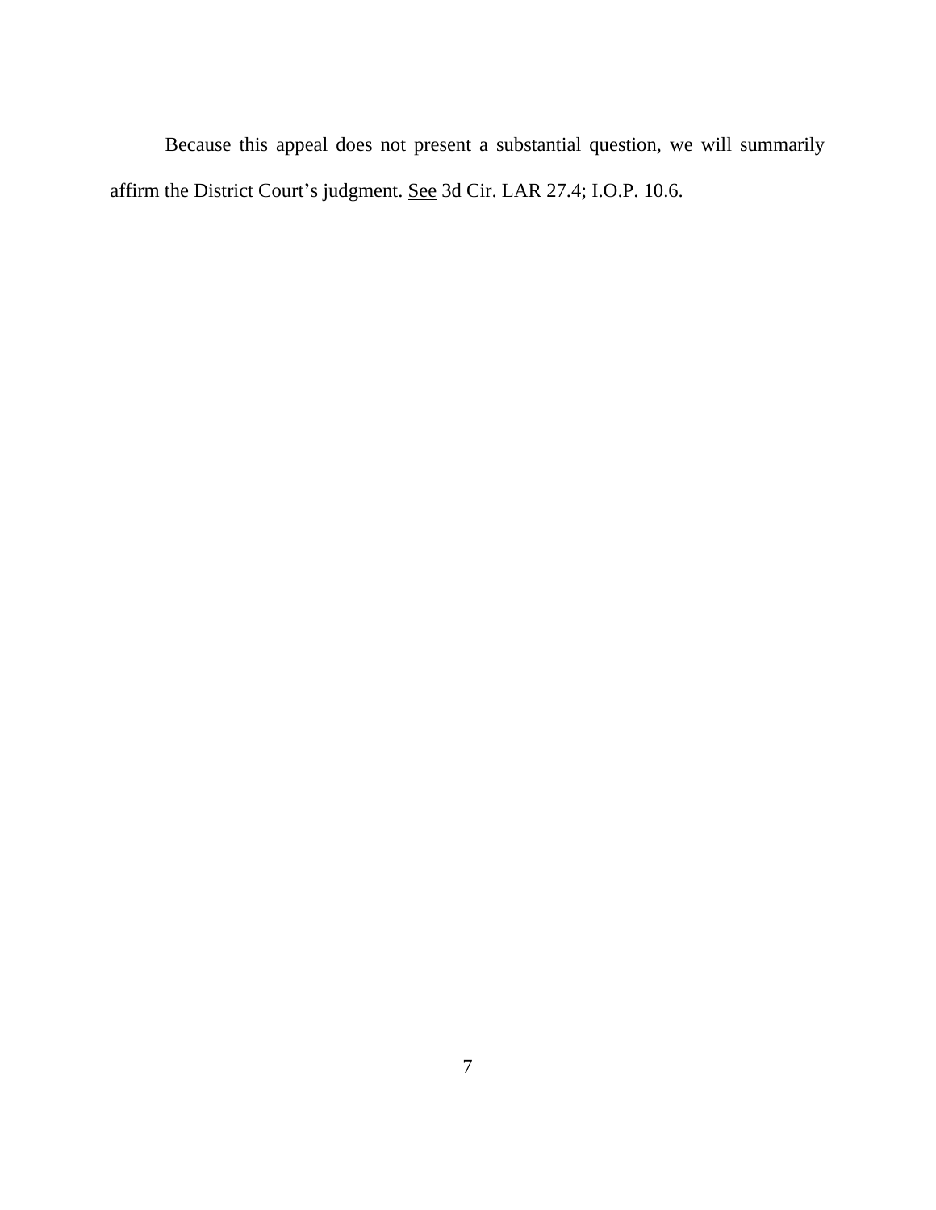Because this appeal does not present a substantial question, we will summarily affirm the District Court's judgment. See 3d Cir. LAR 27.4; I.O.P. 10.6.